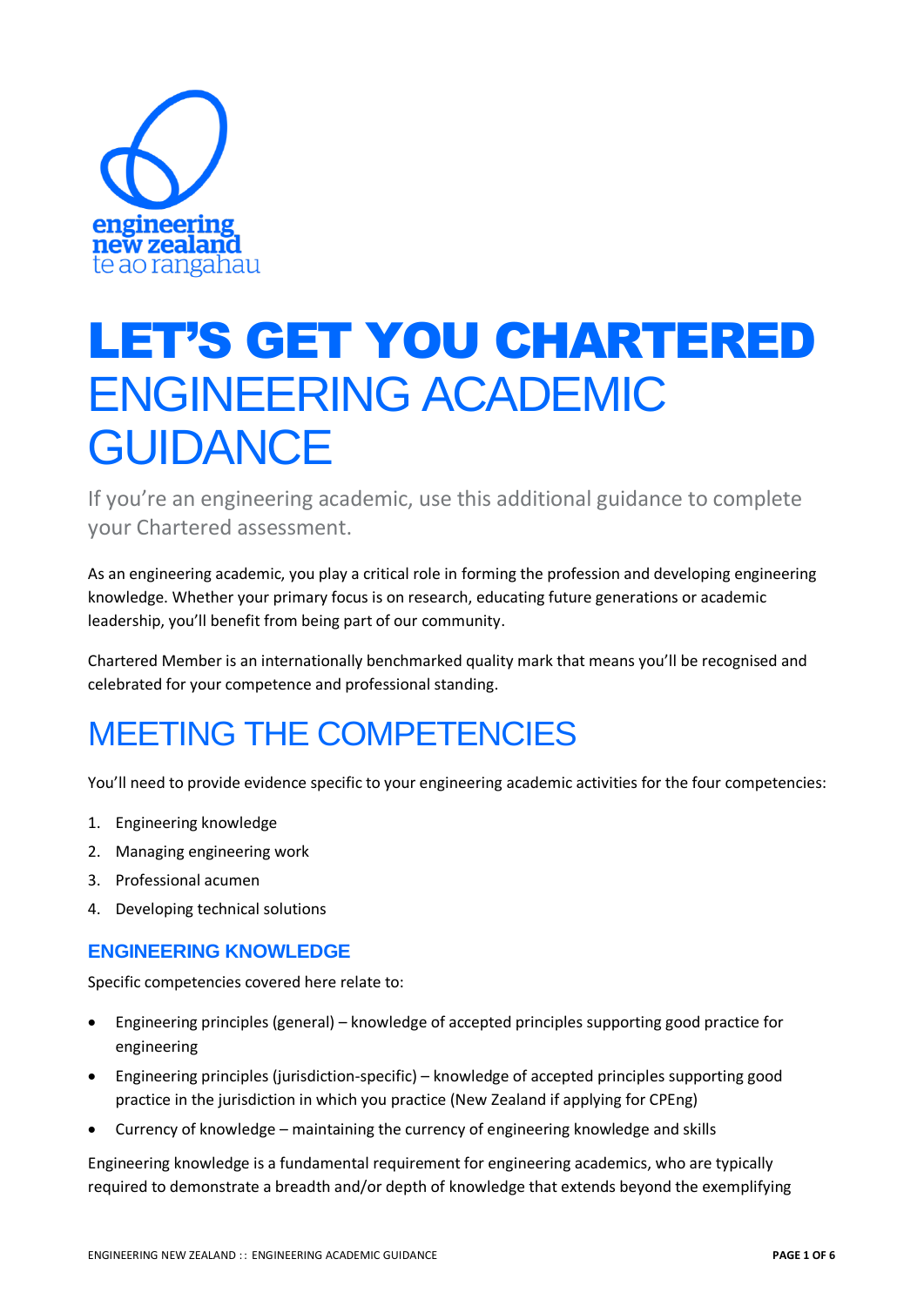engineering new zealand
te ao rangahau

# LET'S GET YOU CHARTERED ENGINEERING ACADEMIC GUIDANCE

If you're an engineering academic, use this additional guidance to complete your Chartered assessment.

As an engineering academic, you play a critical role in forming the profession and developing engineering knowledge. Whether your primary focus is on research, educating future generations or academic leadership, you'll benefit from being part of our community.

Chartered Member is an internationally benchmarked quality mark that means you'll be recognised and celebrated for your competence and professional standing.

## MEETING THE COMPETENCIES

You'll need to provide evidence specific to your engineering academic activities for the four competencies:

1. Engineering knowledge
2. Managing engineering work
3. Professional acumen
4. Developing technical solutions

### ENGINEERING KNOWLEDGE

Specific competencies covered here relate to:

- Engineering principles (general) – knowledge of accepted principles supporting good practice for engineering
- Engineering principles (jurisdiction-specific) – knowledge of accepted principles supporting good practice in the jurisdiction in which you practice (New Zealand if applying for CPEng)
- Currency of knowledge – maintaining the currency of engineering knowledge and skills

Engineering knowledge is a fundamental requirement for engineering academics, who are typically required to demonstrate a breadth and/or depth of knowledge that extends beyond the exemplifying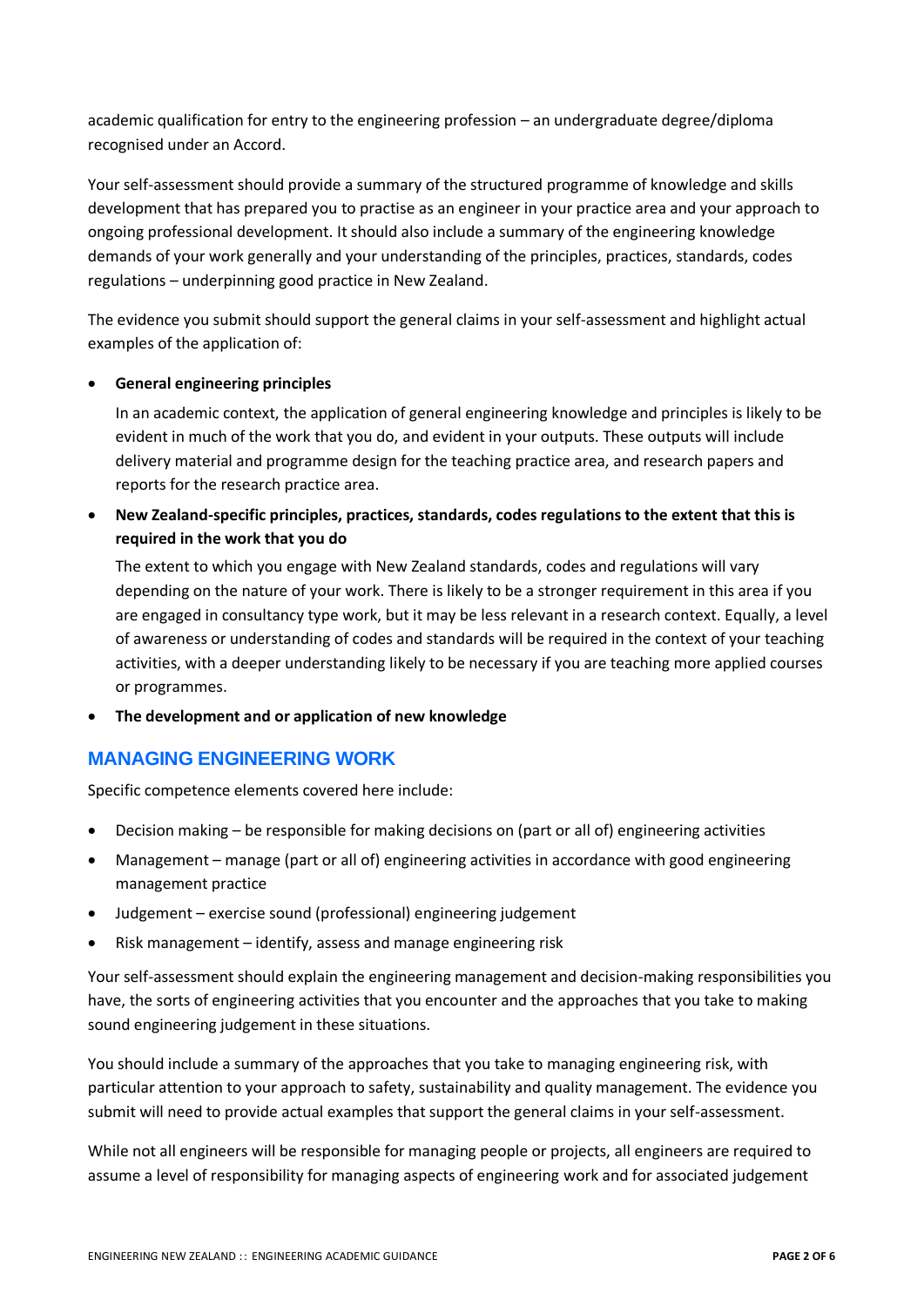academic qualification for entry to the engineering profession – an undergraduate degree/diploma recognised under an Accord.

Your self-assessment should provide a summary of the structured programme of knowledge and skills development that has prepared you to practise as an engineer in your practice area and your approach to ongoing professional development. It should also include a summary of the engineering knowledge demands of your work generally and your understanding of the principles, practices, standards, codes regulations – underpinning good practice in New Zealand.

The evidence you submit should support the general claims in your self-assessment and highlight actual examples of the application of:

- **General engineering principles**

  In an academic context, the application of general engineering knowledge and principles is likely to be evident in much of the work that you do, and evident in your outputs. These outputs will include delivery material and programme design for the teaching practice area, and research papers and reports for the research practice area.

- **New Zealand-specific principles, practices, standards, codes regulations to the extent that this is required in the work that you do**

  The extent to which you engage with New Zealand standards, codes and regulations will vary depending on the nature of your work. There is likely to be a stronger requirement in this area if you are engaged in consultancy type work, but it may be less relevant in a research context. Equally, a level of awareness or understanding of codes and standards will be required in the context of your teaching activities, with a deeper understanding likely to be necessary if you are teaching more applied courses or programmes.

- **The development and or application of new knowledge**

## MANAGING ENGINEERING WORK

Specific competence elements covered here include:

- Decision making – be responsible for making decisions on (part or all of) engineering activities
- Management – manage (part or all of) engineering activities in accordance with good engineering management practice
- Judgement – exercise sound (professional) engineering judgement
- Risk management – identify, assess and manage engineering risk

Your self-assessment should explain the engineering management and decision-making responsibilities you have, the sorts of engineering activities that you encounter and the approaches that you take to making sound engineering judgement in these situations.

You should include a summary of the approaches that you take to managing engineering risk, with particular attention to your approach to safety, sustainability and quality management. The evidence you submit will need to provide actual examples that support the general claims in your self-assessment.

While not all engineers will be responsible for managing people or projects, all engineers are required to assume a level of responsibility for managing aspects of engineering work and for associated judgement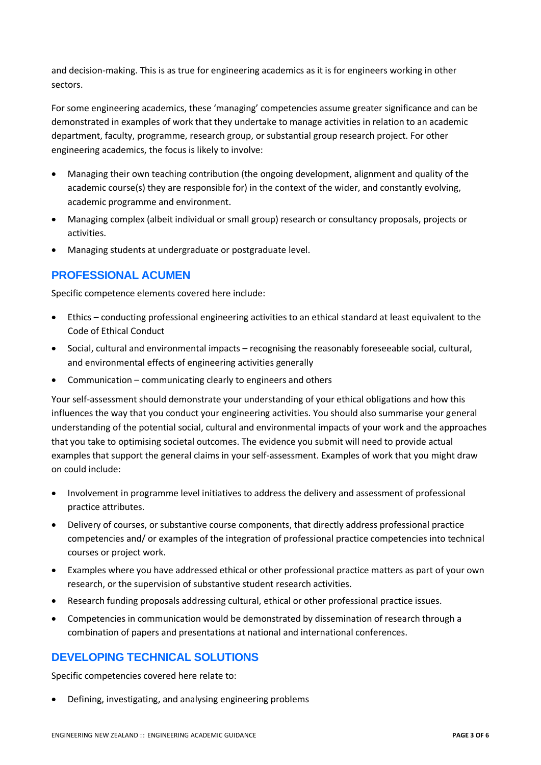and decision-making. This is as true for engineering academics as it is for engineers working in other sectors.

For some engineering academics, these 'managing' competencies assume greater significance and can be demonstrated in examples of work that they undertake to manage activities in relation to an academic department, faculty, programme, research group, or substantial group research project. For other engineering academics, the focus is likely to involve:

- Managing their own teaching contribution (the ongoing development, alignment and quality of the academic course(s) they are responsible for) in the context of the wider, and constantly evolving, academic programme and environment.
- Managing complex (albeit individual or small group) research or consultancy proposals, projects or activities.
- Managing students at undergraduate or postgraduate level.

## PROFESSIONAL ACUMEN

Specific competence elements covered here include:

- Ethics – conducting professional engineering activities to an ethical standard at least equivalent to the Code of Ethical Conduct
- Social, cultural and environmental impacts – recognising the reasonably foreseeable social, cultural, and environmental effects of engineering activities generally
- Communication – communicating clearly to engineers and others

Your self-assessment should demonstrate your understanding of your ethical obligations and how this influences the way that you conduct your engineering activities. You should also summarise your general understanding of the potential social, cultural and environmental impacts of your work and the approaches that you take to optimising societal outcomes. The evidence you submit will need to provide actual examples that support the general claims in your self-assessment. Examples of work that you might draw on could include:

- Involvement in programme level initiatives to address the delivery and assessment of professional practice attributes.
- Delivery of courses, or substantive course components, that directly address professional practice competencies and/ or examples of the integration of professional practice competencies into technical courses or project work.
- Examples where you have addressed ethical or other professional practice matters as part of your own research, or the supervision of substantive student research activities.
- Research funding proposals addressing cultural, ethical or other professional practice issues.
- Competencies in communication would be demonstrated by dissemination of research through a combination of papers and presentations at national and international conferences.

## DEVELOPING TECHNICAL SOLUTIONS

Specific competencies covered here relate to:

- Defining, investigating, and analysing engineering problems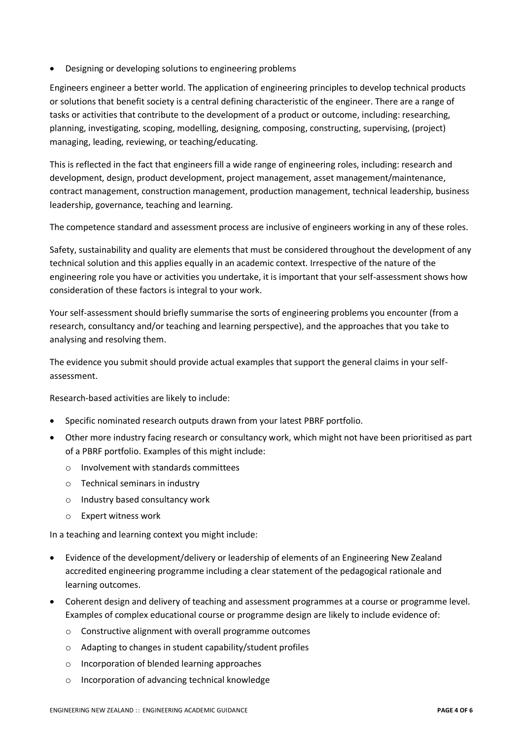- Designing or developing solutions to engineering problems

Engineers engineer a better world. The application of engineering principles to develop technical products or solutions that benefit society is a central defining characteristic of the engineer. There are a range of tasks or activities that contribute to the development of a product or outcome, including: researching, planning, investigating, scoping, modelling, designing, composing, constructing, supervising, (project) managing, leading, reviewing, or teaching/educating.

This is reflected in the fact that engineers fill a wide range of engineering roles, including: research and development, design, product development, project management, asset management/maintenance, contract management, construction management, production management, technical leadership, business leadership, governance, teaching and learning.

The competence standard and assessment process are inclusive of engineers working in any of these roles.

Safety, sustainability and quality are elements that must be considered throughout the development of any technical solution and this applies equally in an academic context. Irrespective of the nature of the engineering role you have or activities you undertake, it is important that your self-assessment shows how consideration of these factors is integral to your work.

Your self-assessment should briefly summarise the sorts of engineering problems you encounter (from a research, consultancy and/or teaching and learning perspective), and the approaches that you take to analysing and resolving them.

The evidence you submit should provide actual examples that support the general claims in your self-assessment.

Research-based activities are likely to include:

- Specific nominated research outputs drawn from your latest PBRF portfolio.
- Other more industry facing research or consultancy work, which might not have been prioritised as part of a PBRF portfolio. Examples of this might include:
  - Involvement with standards committees
  - Technical seminars in industry
  - Industry based consultancy work
  - Expert witness work

In a teaching and learning context you might include:

- Evidence of the development/delivery or leadership of elements of an Engineering New Zealand accredited engineering programme including a clear statement of the pedagogical rationale and learning outcomes.
- Coherent design and delivery of teaching and assessment programmes at a course or programme level. Examples of complex educational course or programme design are likely to include evidence of:
  - Constructive alignment with overall programme outcomes
  - Adapting to changes in student capability/student profiles
  - Incorporation of blended learning approaches
  - Incorporation of advancing technical knowledge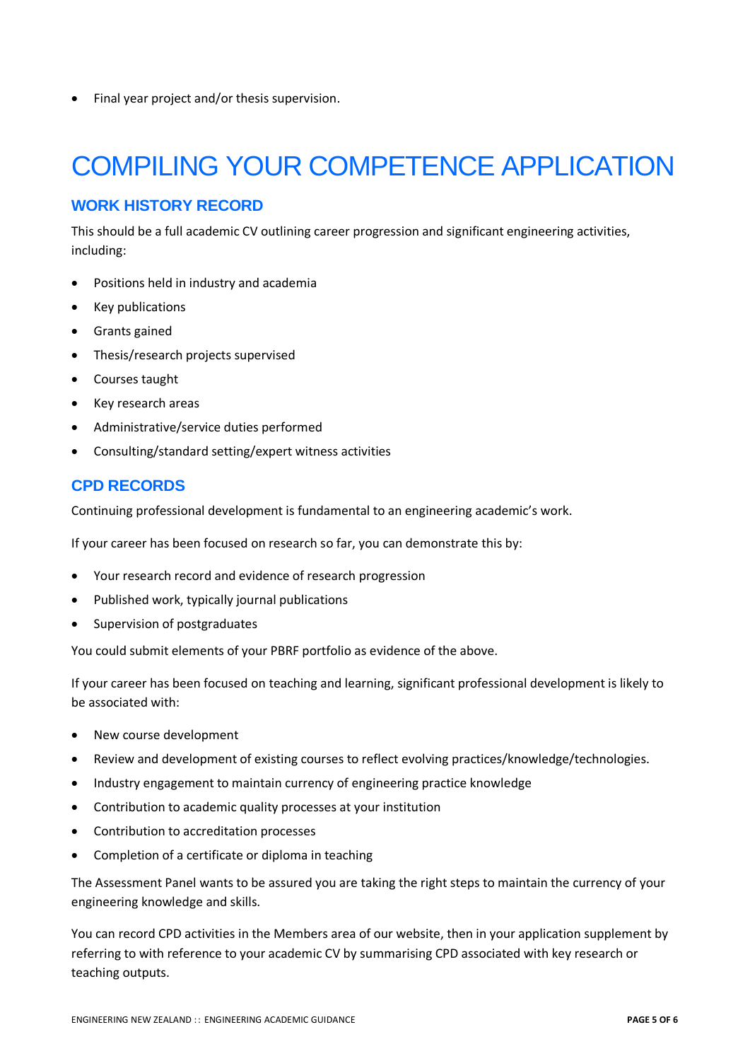- Final year project and/or thesis supervision.

# COMPILING YOUR COMPETENCE APPLICATION

## WORK HISTORY RECORD

This should be a full academic CV outlining career progression and significant engineering activities, including:

- Positions held in industry and academia
- Key publications
- Grants gained
- Thesis/research projects supervised
- Courses taught
- Key research areas
- Administrative/service duties performed
- Consulting/standard setting/expert witness activities

## CPD RECORDS

Continuing professional development is fundamental to an engineering academic's work.

If your career has been focused on research so far, you can demonstrate this by:

- Your research record and evidence of research progression
- Published work, typically journal publications
- Supervision of postgraduates

You could submit elements of your PBRF portfolio as evidence of the above.

If your career has been focused on teaching and learning, significant professional development is likely to be associated with:

- New course development
- Review and development of existing courses to reflect evolving practices/knowledge/technologies.
- Industry engagement to maintain currency of engineering practice knowledge
- Contribution to academic quality processes at your institution
- Contribution to accreditation processes
- Completion of a certificate or diploma in teaching

The Assessment Panel wants to be assured you are taking the right steps to maintain the currency of your engineering knowledge and skills.

You can record CPD activities in the Members area of our website, then in your application supplement by referring to with reference to your academic CV by summarising CPD associated with key research or teaching outputs.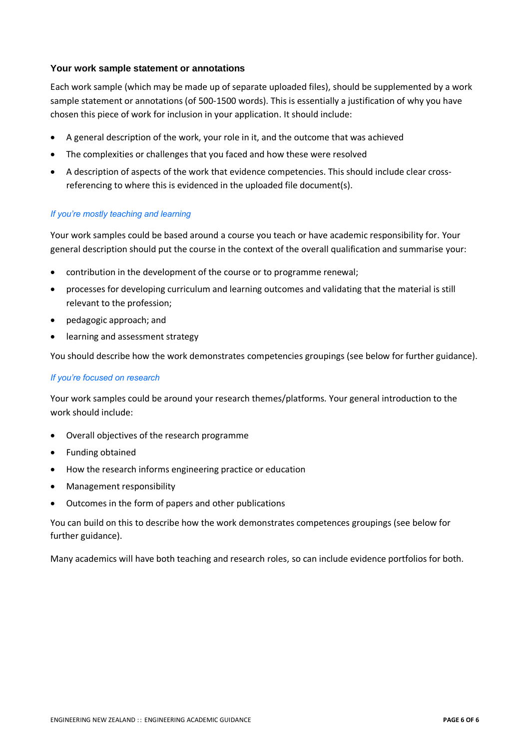### Your work sample statement or annotations

Each work sample (which may be made up of separate uploaded files), should be supplemented by a work sample statement or annotations (of 500-1500 words). This is essentially a justification of why you have chosen this piece of work for inclusion in your application. It should include:

- A general description of the work, your role in it, and the outcome that was achieved
- The complexities or challenges that you faced and how these were resolved
- A description of aspects of the work that evidence competencies. This should include clear cross-referencing to where this is evidenced in the uploaded file document(s).

*If you're mostly teaching and learning*

Your work samples could be based around a course you teach or have academic responsibility for. Your general description should put the course in the context of the overall qualification and summarise your:

- contribution in the development of the course or to programme renewal;
- processes for developing curriculum and learning outcomes and validating that the material is still relevant to the profession;
- pedagogic approach; and
- learning and assessment strategy

You should describe how the work demonstrates competencies groupings (see below for further guidance).

*If you're focused on research*

Your work samples could be around your research themes/platforms. Your general introduction to the work should include:

- Overall objectives of the research programme
- Funding obtained
- How the research informs engineering practice or education
- Management responsibility
- Outcomes in the form of papers and other publications

You can build on this to describe how the work demonstrates competences groupings (see below for further guidance).

Many academics will have both teaching and research roles, so can include evidence portfolios for both.